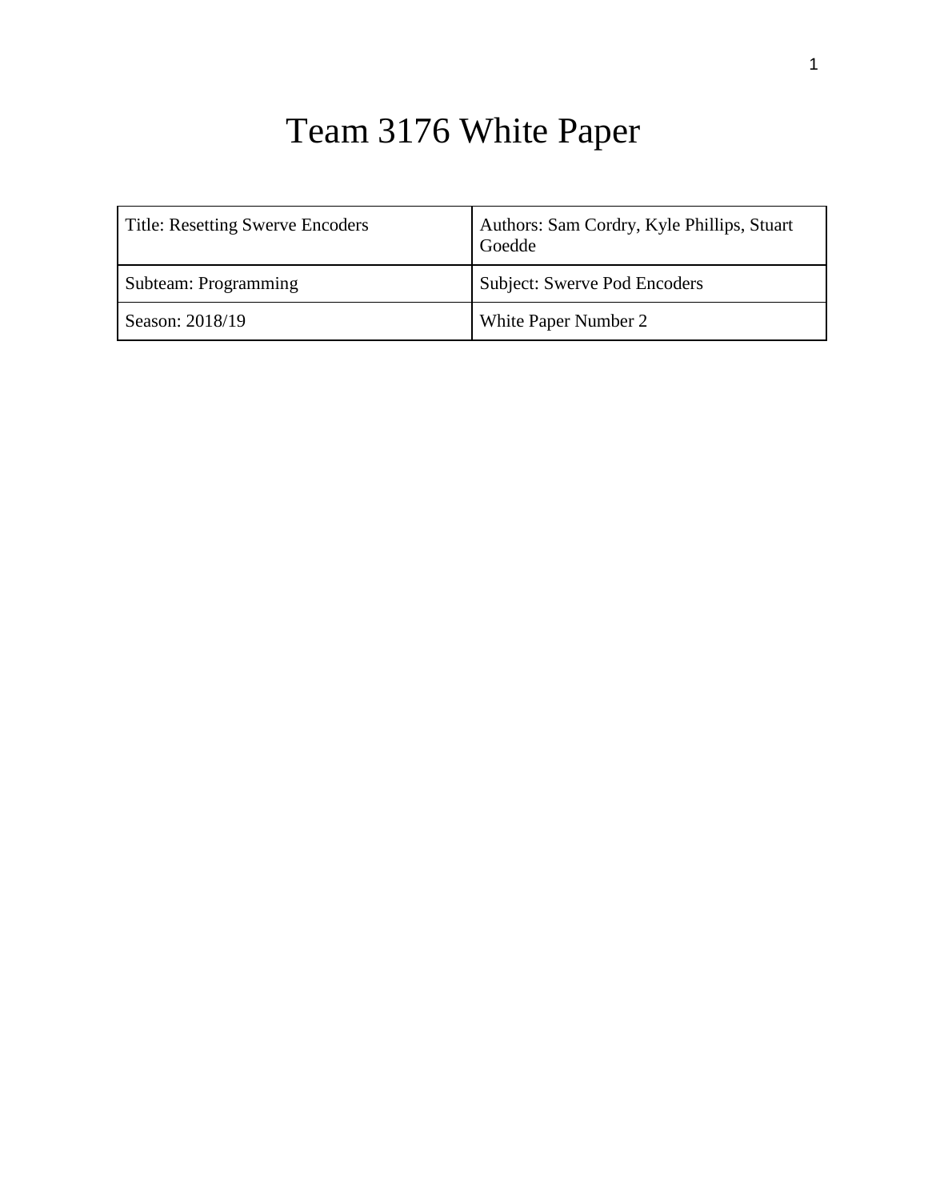# Team 3176 White Paper

| Title: Resetting Swerve Encoders | Authors: Sam Cordry, Kyle Phillips, Stuart Goedde |
|---|---|
| Subteam: Programming | Subject: Swerve Pod Encoders |
| Season: 2018/19 | White Paper Number 2 |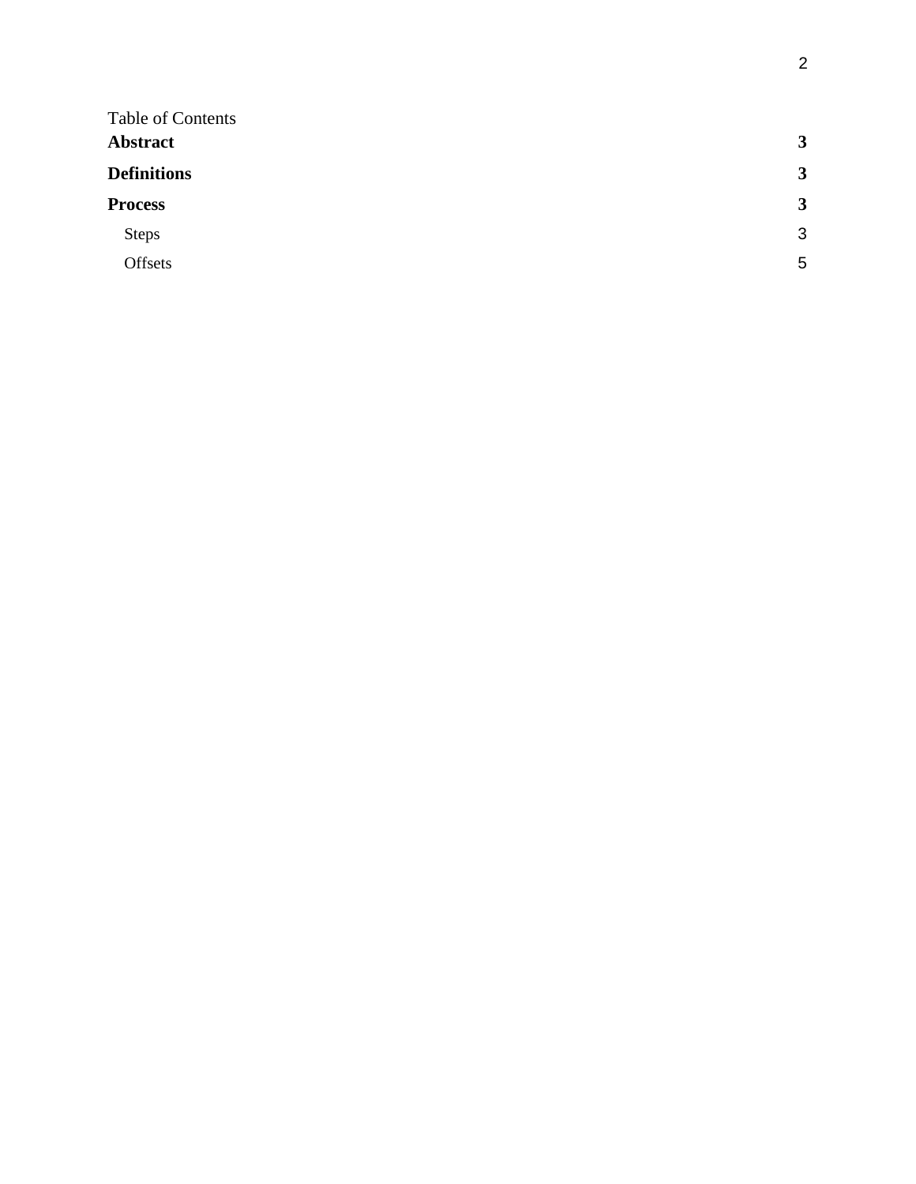Table of Contents

**Abstract** **3**

**Definitions** **3**

**Process** **3**

- Steps 3
- Offsets 5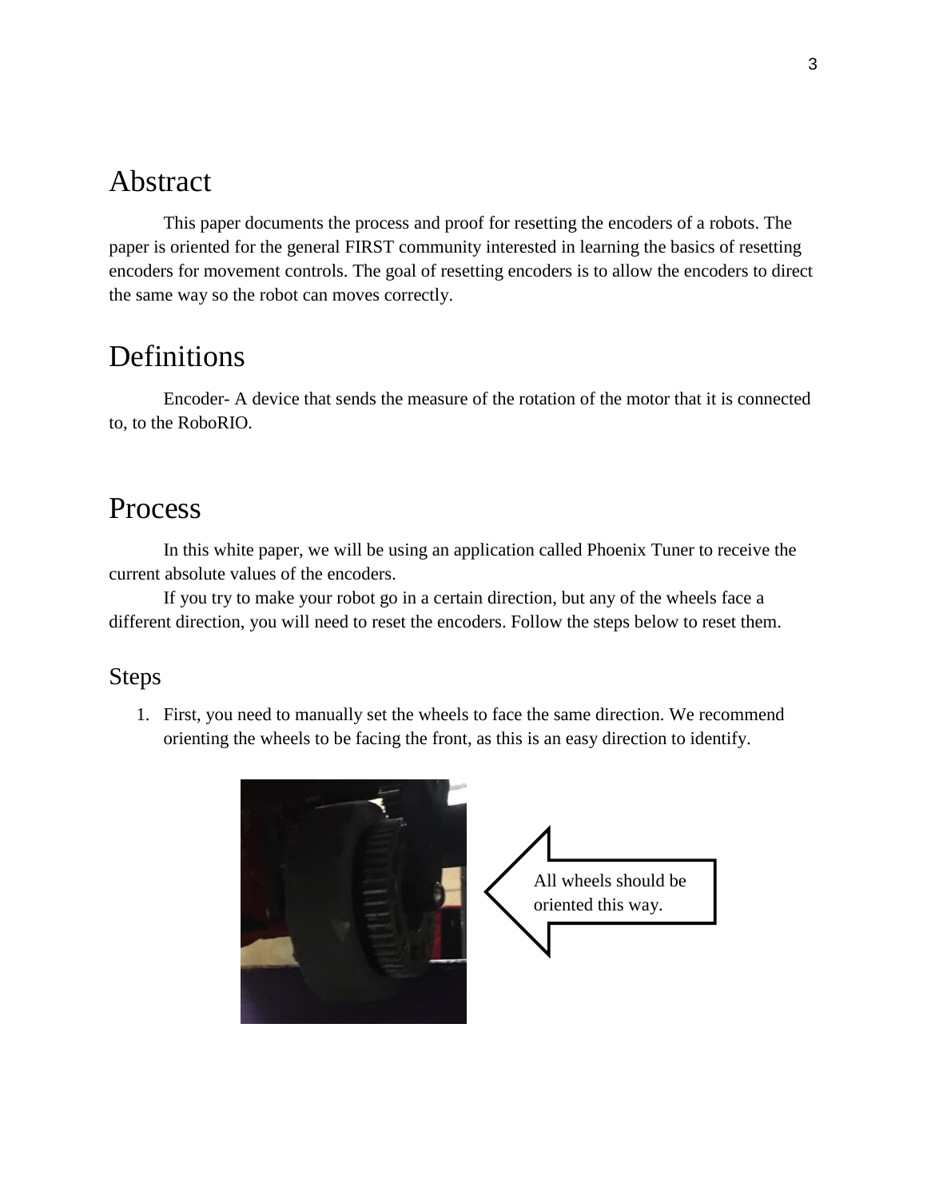# Abstract

This paper documents the process and proof for resetting the encoders of a robots. The paper is oriented for the general FIRST community interested in learning the basics of resetting encoders for movement controls. The goal of resetting encoders is to allow the encoders to direct the same way so the robot can moves correctly.

# Definitions

Encoder- A device that sends the measure of the rotation of the motor that it is connected to, to the RoboRIO.

# Process

In this white paper, we will be using an application called Phoenix Tuner to receive the current absolute values of the encoders.

If you try to make your robot go in a certain direction, but any of the wheels face a different direction, you will need to reset the encoders. Follow the steps below to reset them.

## Steps

1. First, you need to manually set the wheels to face the same direction. We recommend orienting the wheels to be facing the front, as this is an easy direction to identify.

All wheels should be oriented this way.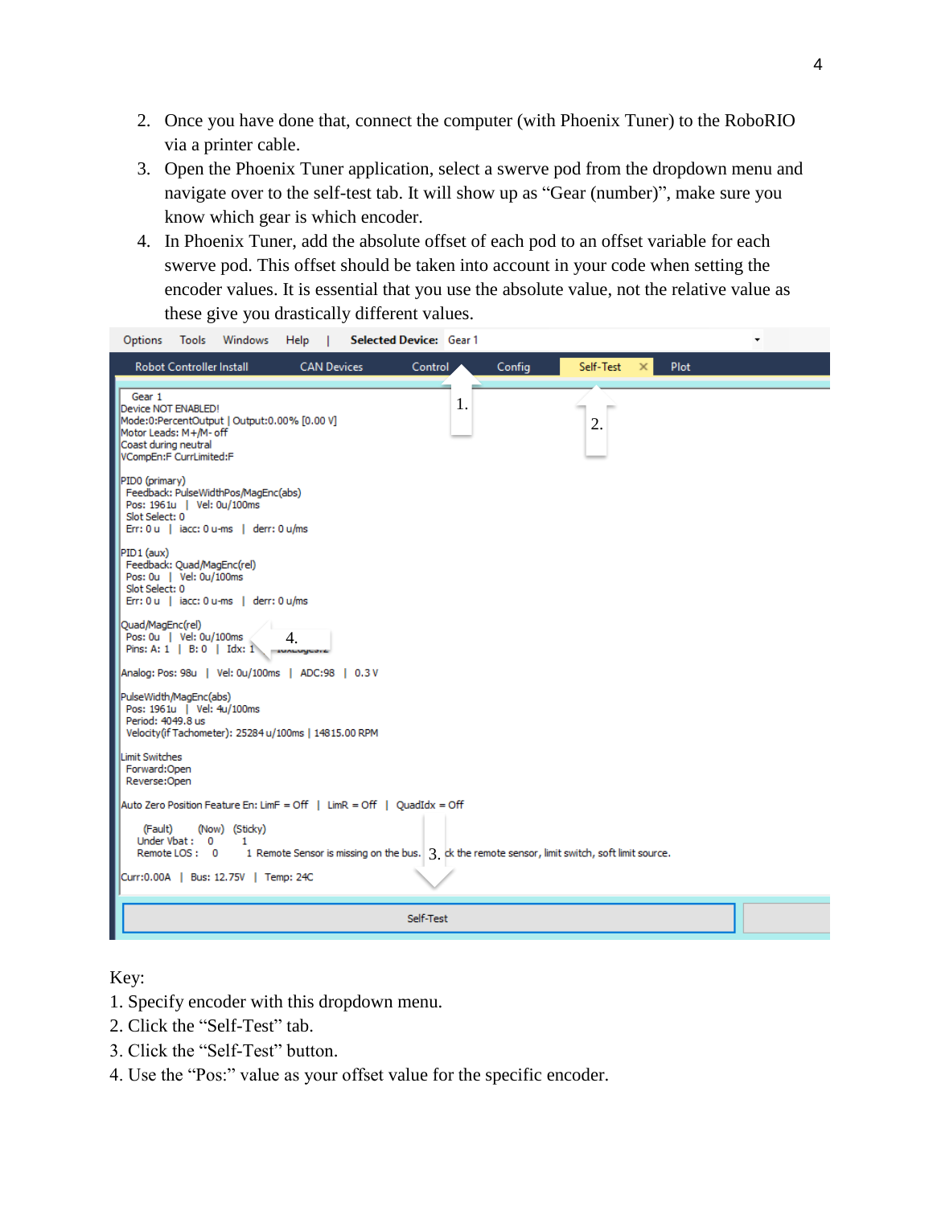2. Once you have done that, connect the computer (with Phoenix Tuner) to the RoboRIO via a printer cable.
3. Open the Phoenix Tuner application, select a swerve pod from the dropdown menu and navigate over to the self-test tab. It will show up as "Gear (number)", make sure you know which gear is which encoder.
4. In Phoenix Tuner, add the absolute offset of each pod to an offset variable for each swerve pod. This offset should be taken into account in your code when setting the encoder values. It is essential that you use the absolute value, not the relative value as these give you drastically different values.

```
Options   Tools   Windows   Help   |   Selected Device:  Gear 1

Robot Controller Install   CAN Devices   Control   Config   Self-Test   Plot

 Gear 1
Device NOT ENABLED!
Mode:0:PercentOutput | Output:0.00% [0.00 V]
Motor Leads: M+/M- off
Coast during neutral
VCompEn:F CurrLimited:F

PID0 (primary)
 Feedback: PulseWidthPos/MagEnc(abs)
 Pos: 1961u  |  Vel: 0u/100ms
 Slot Select: 0
 Err: 0 u  |  iacc: 0 u-ms  |  derr: 0 u/ms

PID1 (aux)
 Feedback: Quad/MagEnc(rel)
 Pos: 0u  |  Vel: 0u/100ms
 Slot Select: 0
 Err: 0 u  |  iacc: 0 u-ms  |  derr: 0 u/ms

Quad/MagEnc(rel)
 Pos: 0u  |  Vel: 0u/100ms
 Pins: A: 1  |  B: 0  |  Idx: 1

Analog: Pos: 98u  |  Vel: 0u/100ms  |  ADC:98  |  0.3 V

PulseWidth/MagEnc(abs)
 Pos: 1961u  |  Vel: 4u/100ms
 Period: 4049.8 us
 Velocity(if Tachometer): 25284 u/100ms | 14815.00 RPM

Limit Switches
 Forward:Open
 Reverse:Open

Auto Zero Position Feature En: LimF = Off  |  LimR = Off  |  QuadIdx = Off

      (Fault)    (Now)   (Sticky)
   Under Vbat :    0        1
   Remote LOS :    0        1  Remote Sensor is missing on the bus. ... ck the remote sensor, limit switch, soft limit source.

Curr:0.00A  |  Bus: 12.75V  |  Temp: 24C

                              Self-Test
```

Key:
1. Specify encoder with this dropdown menu.
2. Click the "Self-Test" tab.
3. Click the "Self-Test" button.
4. Use the "Pos:" value as your offset value for the specific encoder.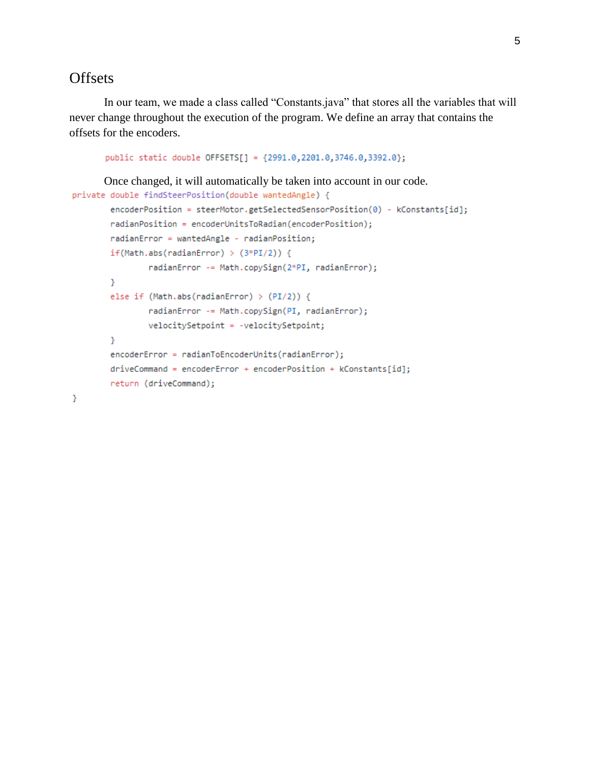## Offsets

In our team, we made a class called "Constants.java" that stores all the variables that will never change throughout the execution of the program. We define an array that contains the offsets for the encoders.

```
public static double OFFSETS[] = {2991.0,2201.0,3746.0,3392.0};
```

Once changed, it will automatically be taken into account in our code.

```
private double findSteerPosition(double wantedAngle) {
        encoderPosition = steerMotor.getSelectedSensorPosition(0) - kConstants[id];
        radianPosition = encoderUnitsToRadian(encoderPosition);
        radianError = wantedAngle - radianPosition;
        if(Math.abs(radianError) > (3*PI/2)) {
                radianError -= Math.copySign(2*PI, radianError);
        }
        else if (Math.abs(radianError) > (PI/2)) {
                radianError -= Math.copySign(PI, radianError);
                velocitySetpoint = -velocitySetpoint;
        }
        encoderError = radianToEncoderUnits(radianError);
        driveCommand = encoderError + encoderPosition + kConstants[id];
        return (driveCommand);
}
```